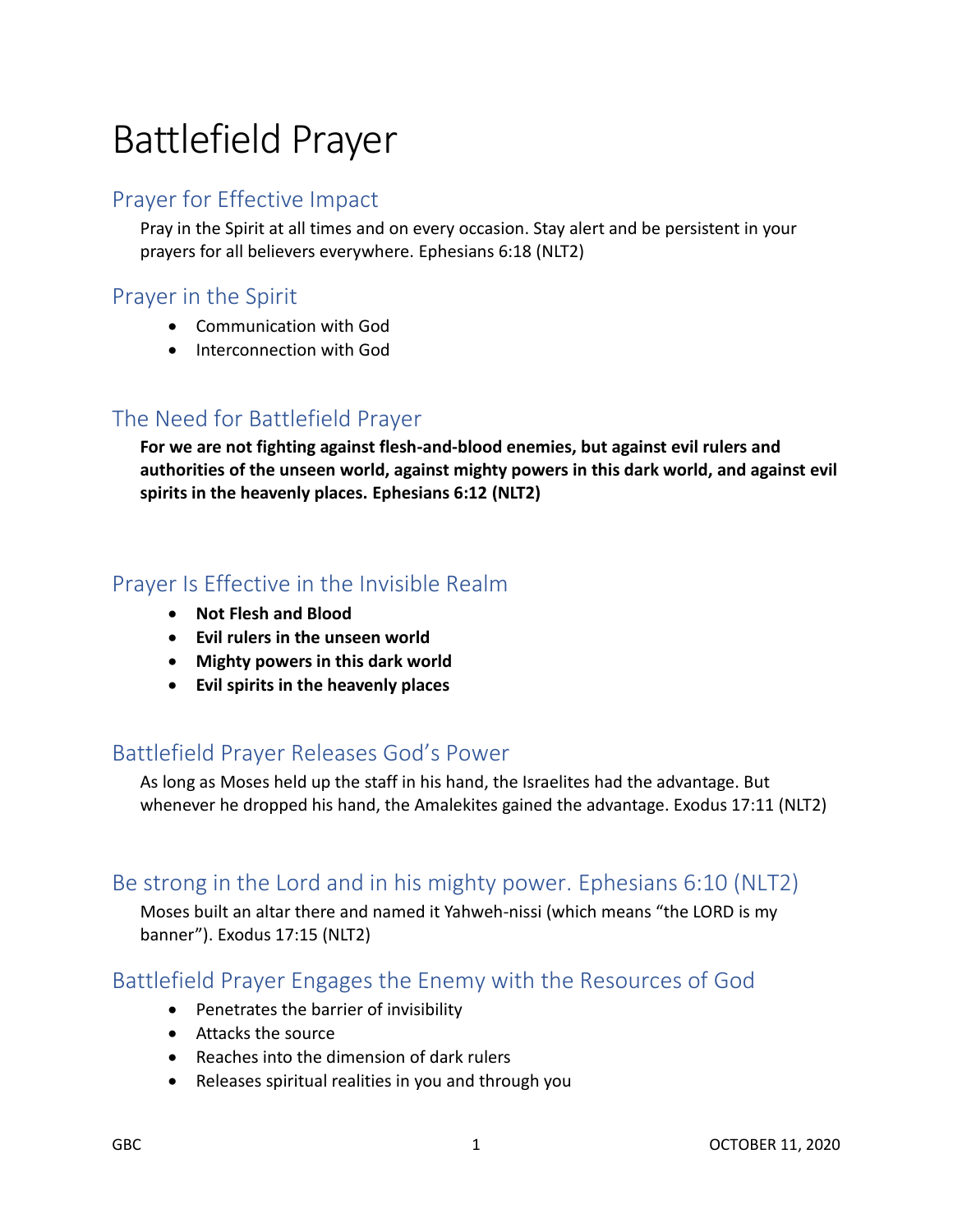# Battlefield Prayer

## Prayer for Effective Impact

Pray in the Spirit at all times and on every occasion. Stay alert and be persistent in your prayers for all believers everywhere. Ephesians 6:18 (NLT2)

## Prayer in the Spirit

- Communication with God
- Interconnection with God

## The Need for Battlefield Prayer

**For we are not fighting against flesh-and-blood enemies, but against evil rulers and authorities of the unseen world, against mighty powers in this dark world, and against evil spirits in the heavenly places. Ephesians 6:12 (NLT2)**

## Prayer Is Effective in the Invisible Realm

- **Not Flesh and Blood**
- **Evil rulers in the unseen world**
- **Mighty powers in this dark world**
- **Evil spirits in the heavenly places**

## Battlefield Prayer Releases God's Power

As long as Moses held up the staff in his hand, the Israelites had the advantage. But whenever he dropped his hand, the Amalekites gained the advantage. Exodus 17:11 (NLT2)

## Be strong in the Lord and in his mighty power. Ephesians 6:10 (NLT2)

Moses built an altar there and named it Yahweh-nissi (which means "the LORD is my banner"). Exodus 17:15 (NLT2)

## Battlefield Prayer Engages the Enemy with the Resources of God

- Penetrates the barrier of invisibility
- Attacks the source
- Reaches into the dimension of dark rulers
- Releases spiritual realities in you and through you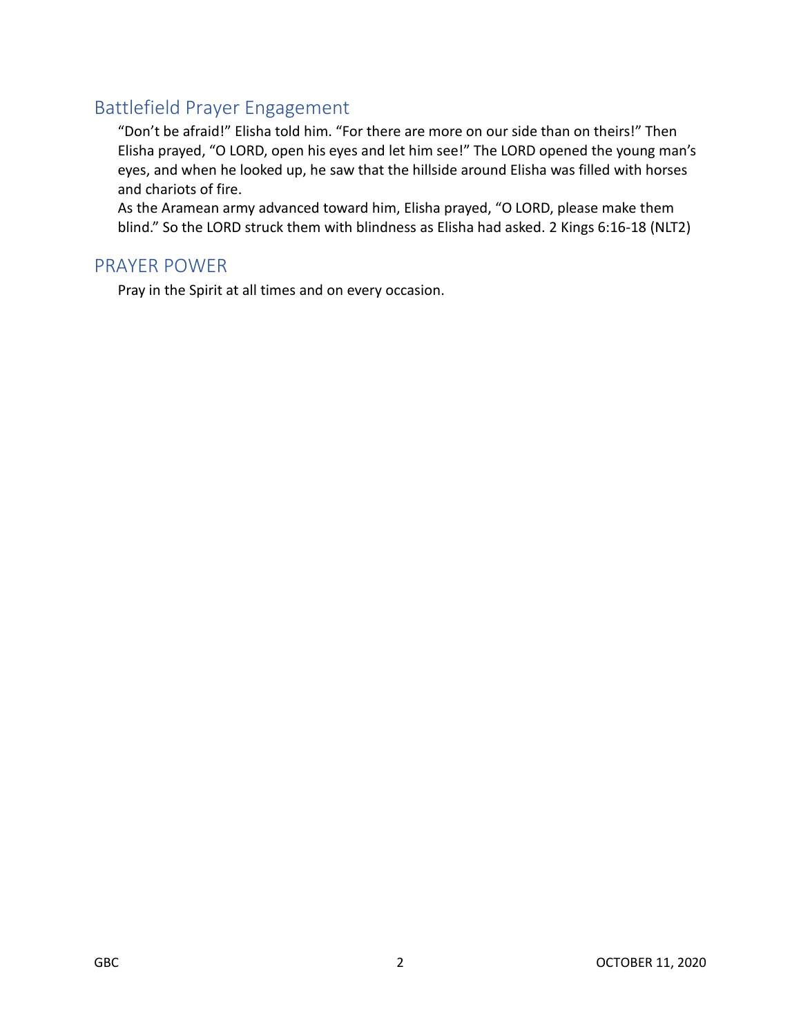## Battlefield Prayer Engagement

"Don't be afraid!" Elisha told him. "For there are more on our side than on theirs!" Then Elisha prayed, "O LORD, open his eyes and let him see!" The LORD opened the young man's eyes, and when he looked up, he saw that the hillside around Elisha was filled with horses and chariots of fire.
As the Aramean army advanced toward him, Elisha prayed, "O LORD, please make them blind." So the LORD struck them with blindness as Elisha had asked. 2 Kings 6:16-18 (NLT2)

## PRAYER POWER

Pray in the Spirit at all times and on every occasion.